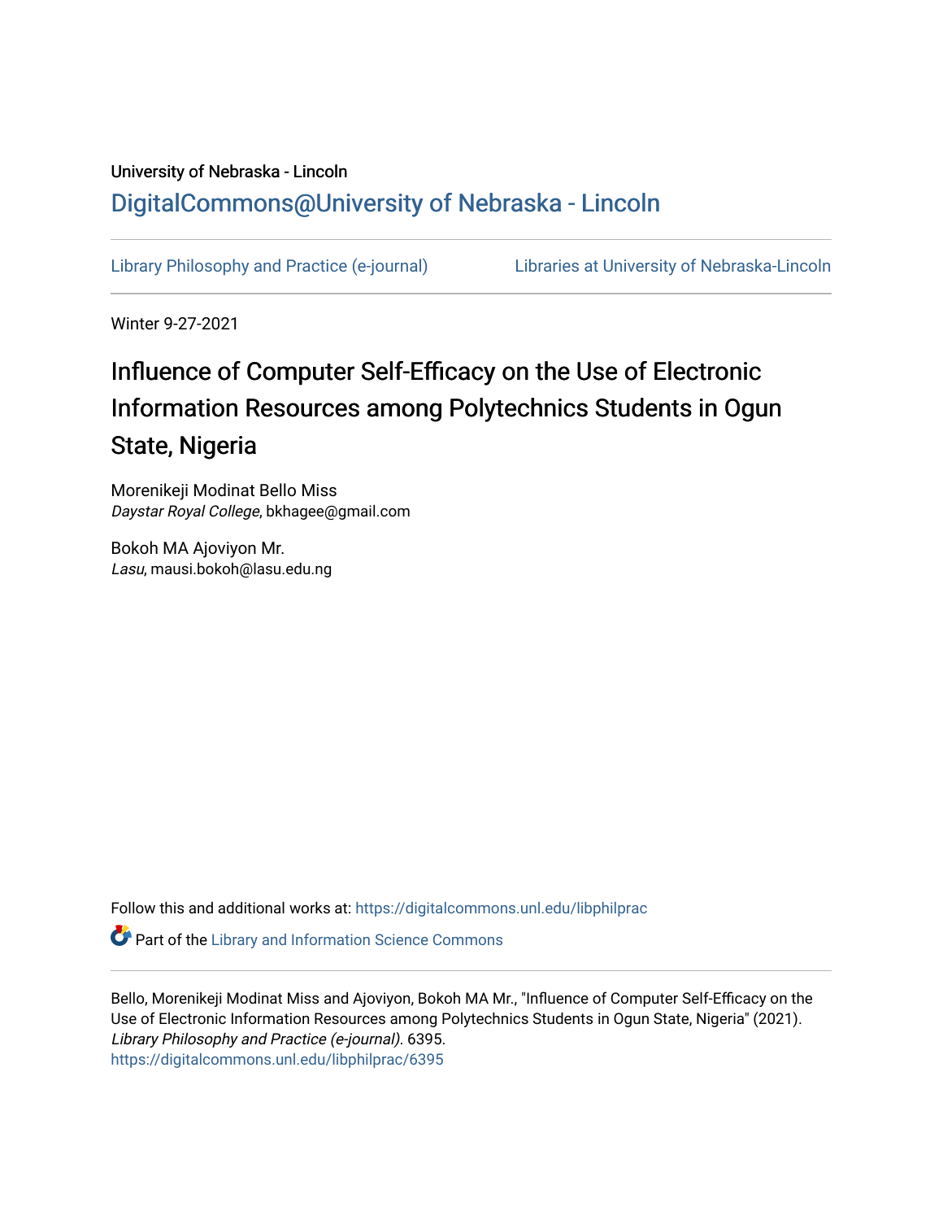University of Nebraska - Lincoln

## DigitalCommons@University of Nebraska - Lincoln

Library Philosophy and Practice (e-journal)

Libraries at University of Nebraska-Lincoln

Winter 9-27-2021

# Influence of Computer Self-Efficacy on the Use of Electronic Information Resources among Polytechnics Students in Ogun State, Nigeria

Morenikeji Modinat Bello Miss
*Daystar Royal College*, bkhagee@gmail.com

Bokoh MA Ajoviyon Mr.
*Lasu*, mausi.bokoh@lasu.edu.ng

Follow this and additional works at: https://digitalcommons.unl.edu/libphilprac

Part of the Library and Information Science Commons

Bello, Morenikeji Modinat Miss and Ajoviyon, Bokoh MA Mr., "Influence of Computer Self-Efficacy on the Use of Electronic Information Resources among Polytechnics Students in Ogun State, Nigeria" (2021). *Library Philosophy and Practice (e-journal)*. 6395.
https://digitalcommons.unl.edu/libphilprac/6395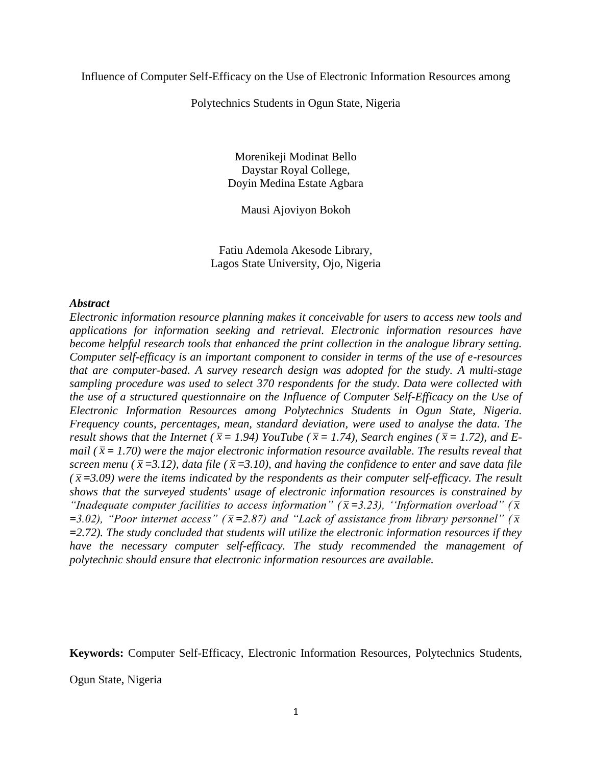Influence of Computer Self-Efficacy on the Use of Electronic Information Resources among Polytechnics Students in Ogun State, Nigeria

Morenikeji Modinat Bello
Daystar Royal College,
Doyin Medina Estate Agbara

Mausi Ajoviyon Bokoh

Fatiu Ademola Akesode Library,
Lagos State University, Ojo, Nigeria

***Abstract***

*Electronic information resource planning makes it conceivable for users to access new tools and applications for information seeking and retrieval. Electronic information resources have become helpful research tools that enhanced the print collection in the analogue library setting. Computer self-efficacy is an important component to consider in terms of the use of e-resources that are computer-based. A survey research design was adopted for the study. A multi-stage sampling procedure was used to select 370 respondents for the study. Data were collected with the use of a structured questionnaire on the Influence of Computer Self-Efficacy on the Use of Electronic Information Resources among Polytechnics Students in Ogun State, Nigeria. Frequency counts, percentages, mean, standard deviation, were used to analyse the data. The result shows that the Internet ($\bar{x}$ = 1.94) YouTube ($\bar{x}$ = 1.74), Search engines ($\bar{x}$ = 1.72), and E-mail ($\bar{x}$ = 1.70) were the major electronic information resource available. The results reveal that screen menu ($\bar{x}$ =3.12), data file ($\bar{x}$ =3.10), and having the confidence to enter and save data file ($\bar{x}$ =3.09) were the items indicated by the respondents as their computer self-efficacy. The result shows that the surveyed students' usage of electronic information resources is constrained by "Inadequate computer facilities to access information" ($\bar{x}$ =3.23), "Information overload" ($\bar{x}$ =3.02), "Poor internet access" ($\bar{x}$ =2.87) and "Lack of assistance from library personnel" ($\bar{x}$ =2.72). The study concluded that students will utilize the electronic information resources if they have the necessary computer self-efficacy. The study recommended the management of polytechnic should ensure that electronic information resources are available.*

**Keywords:** Computer Self-Efficacy, Electronic Information Resources, Polytechnics Students, Ogun State, Nigeria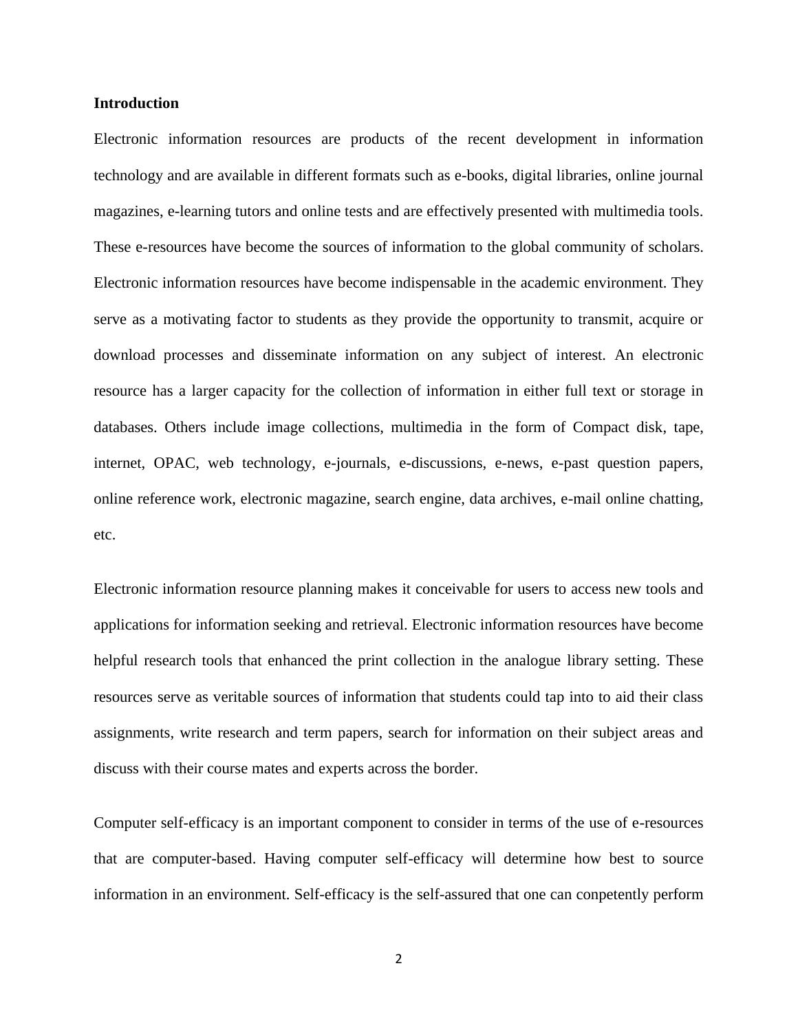**Introduction**

Electronic information resources are products of the recent development in information technology and are available in different formats such as e-books, digital libraries, online journal magazines, e-learning tutors and online tests and are effectively presented with multimedia tools. These e-resources have become the sources of information to the global community of scholars. Electronic information resources have become indispensable in the academic environment. They serve as a motivating factor to students as they provide the opportunity to transmit, acquire or download processes and disseminate information on any subject of interest. An electronic resource has a larger capacity for the collection of information in either full text or storage in databases. Others include image collections, multimedia in the form of Compact disk, tape, internet, OPAC, web technology, e-journals, e-discussions, e-news, e-past question papers, online reference work, electronic magazine, search engine, data archives, e-mail online chatting, etc.

Electronic information resource planning makes it conceivable for users to access new tools and applications for information seeking and retrieval. Electronic information resources have become helpful research tools that enhanced the print collection in the analogue library setting. These resources serve as veritable sources of information that students could tap into to aid their class assignments, write research and term papers, search for information on their subject areas and discuss with their course mates and experts across the border.

Computer self-efficacy is an important component to consider in terms of the use of e-resources that are computer-based. Having computer self-efficacy will determine how best to source information in an environment. Self-efficacy is the self-assured that one can conpetently perform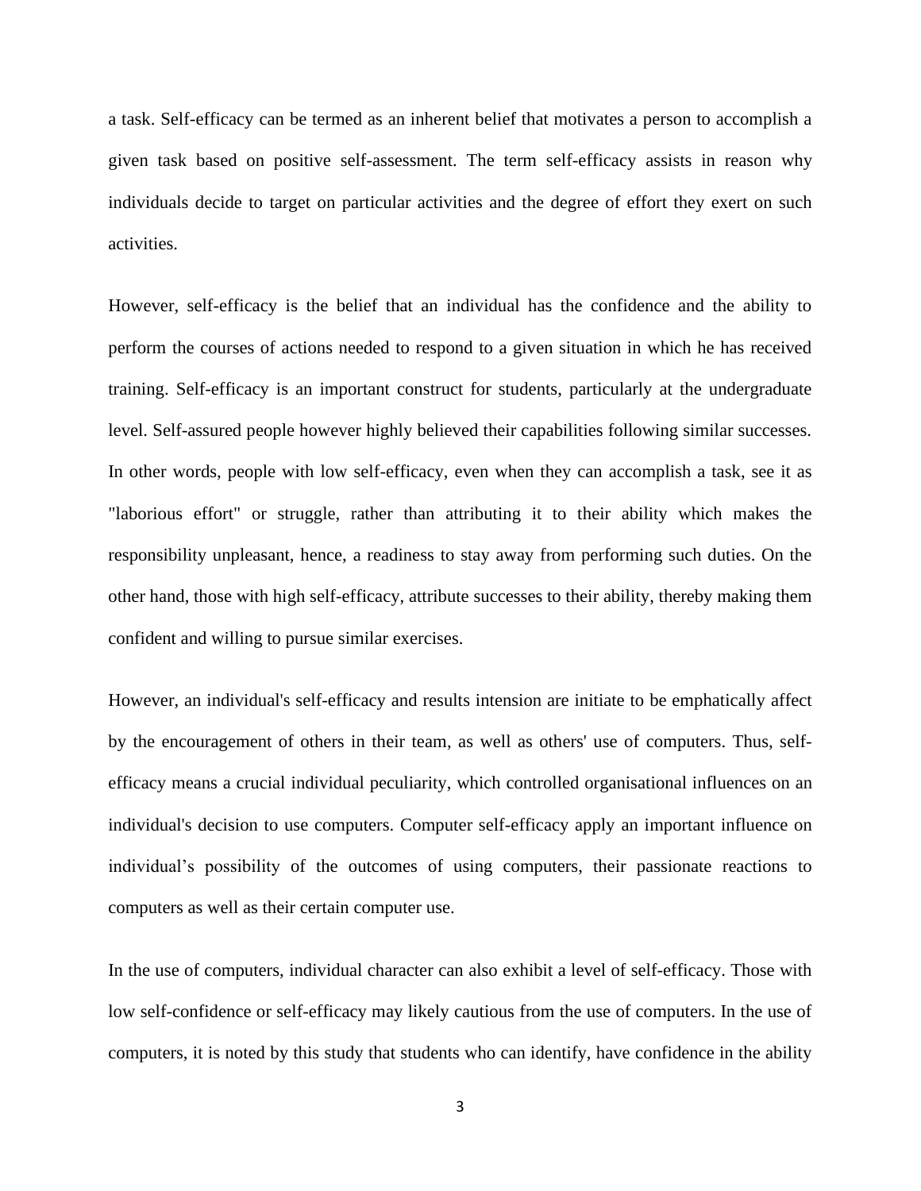a task. Self-efficacy can be termed as an inherent belief that motivates a person to accomplish a given task based on positive self-assessment. The term self-efficacy assists in reason why individuals decide to target on particular activities and the degree of effort they exert on such activities.

However, self-efficacy is the belief that an individual has the confidence and the ability to perform the courses of actions needed to respond to a given situation in which he has received training. Self-efficacy is an important construct for students, particularly at the undergraduate level. Self-assured people however highly believed their capabilities following similar successes. In other words, people with low self-efficacy, even when they can accomplish a task, see it as "laborious effort" or struggle, rather than attributing it to their ability which makes the responsibility unpleasant, hence, a readiness to stay away from performing such duties. On the other hand, those with high self-efficacy, attribute successes to their ability, thereby making them confident and willing to pursue similar exercises.

However, an individual's self-efficacy and results intension are initiate to be emphatically affect by the encouragement of others in their team, as well as others' use of computers. Thus, self-efficacy means a crucial individual peculiarity, which controlled organisational influences on an individual's decision to use computers. Computer self-efficacy apply an important influence on individual’s possibility of the outcomes of using computers, their passionate reactions to computers as well as their certain computer use.

In the use of computers, individual character can also exhibit a level of self-efficacy. Those with low self-confidence or self-efficacy may likely cautious from the use of computers. In the use of computers, it is noted by this study that students who can identify, have confidence in the ability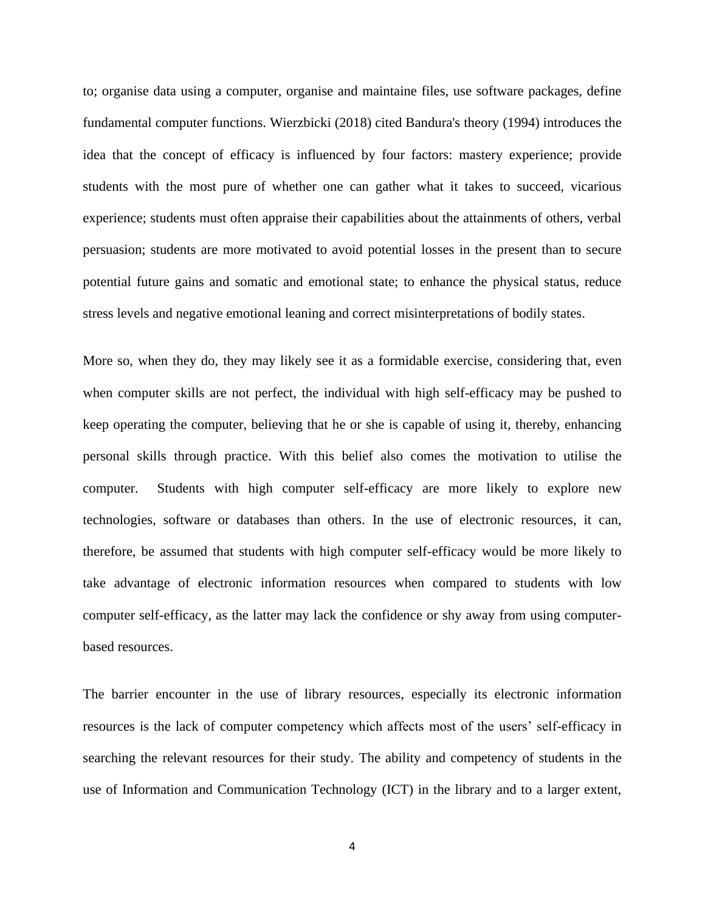to; organise data using a computer, organise and maintaine files, use software packages, define fundamental computer functions. Wierzbicki (2018) cited Bandura's theory (1994) introduces the idea that the concept of efficacy is influenced by four factors: mastery experience; provide students with the most pure of whether one can gather what it takes to succeed, vicarious experience; students must often appraise their capabilities about the attainments of others, verbal persuasion; students are more motivated to avoid potential losses in the present than to secure potential future gains and somatic and emotional state; to enhance the physical status, reduce stress levels and negative emotional leaning and correct misinterpretations of bodily states.

More so, when they do, they may likely see it as a formidable exercise, considering that, even when computer skills are not perfect, the individual with high self-efficacy may be pushed to keep operating the computer, believing that he or she is capable of using it, thereby, enhancing personal skills through practice. With this belief also comes the motivation to utilise the computer. Students with high computer self-efficacy are more likely to explore new technologies, software or databases than others. In the use of electronic resources, it can, therefore, be assumed that students with high computer self-efficacy would be more likely to take advantage of electronic information resources when compared to students with low computer self-efficacy, as the latter may lack the confidence or shy away from using computer-based resources.

The barrier encounter in the use of library resources, especially its electronic information resources is the lack of computer competency which affects most of the users' self-efficacy in searching the relevant resources for their study. The ability and competency of students in the use of Information and Communication Technology (ICT) in the library and to a larger extent,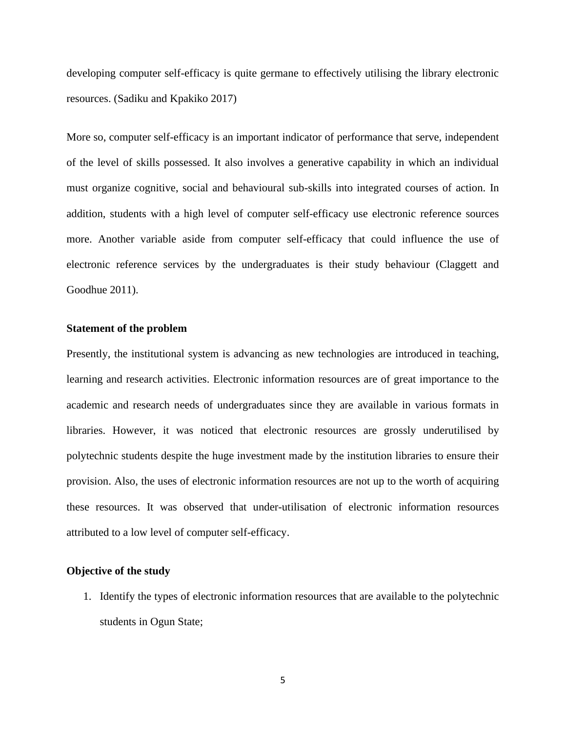developing computer self-efficacy is quite germane to effectively utilising the library electronic resources. (Sadiku and Kpakiko 2017)

More so, computer self-efficacy is an important indicator of performance that serve, independent of the level of skills possessed. It also involves a generative capability in which an individual must organize cognitive, social and behavioural sub-skills into integrated courses of action. In addition, students with a high level of computer self-efficacy use electronic reference sources more. Another variable aside from computer self-efficacy that could influence the use of electronic reference services by the undergraduates is their study behaviour (Claggett and Goodhue 2011).

**Statement of the problem**

Presently, the institutional system is advancing as new technologies are introduced in teaching, learning and research activities. Electronic information resources are of great importance to the academic and research needs of undergraduates since they are available in various formats in libraries. However, it was noticed that electronic resources are grossly underutilised by polytechnic students despite the huge investment made by the institution libraries to ensure their provision. Also, the uses of electronic information resources are not up to the worth of acquiring these resources. It was observed that under-utilisation of electronic information resources attributed to a low level of computer self-efficacy.

**Objective of the study**

1. Identify the types of electronic information resources that are available to the polytechnic students in Ogun State;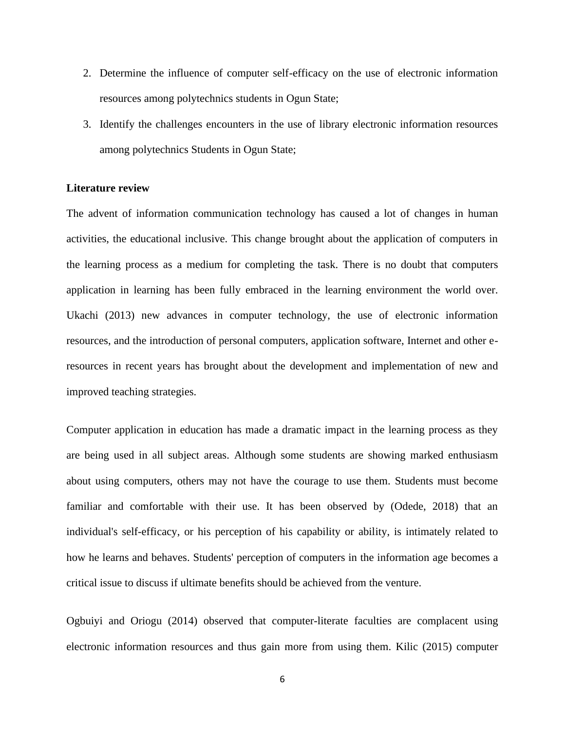2. Determine the influence of computer self-efficacy on the use of electronic information resources among polytechnics students in Ogun State;
3. Identify the challenges encounters in the use of library electronic information resources among polytechnics Students in Ogun State;

**Literature review**

The advent of information communication technology has caused a lot of changes in human activities, the educational inclusive. This change brought about the application of computers in the learning process as a medium for completing the task. There is no doubt that computers application in learning has been fully embraced in the learning environment the world over. Ukachi (2013) new advances in computer technology, the use of electronic information resources, and the introduction of personal computers, application software, Internet and other e-resources in recent years has brought about the development and implementation of new and improved teaching strategies.

Computer application in education has made a dramatic impact in the learning process as they are being used in all subject areas. Although some students are showing marked enthusiasm about using computers, others may not have the courage to use them. Students must become familiar and comfortable with their use. It has been observed by (Odede, 2018) that an individual's self-efficacy, or his perception of his capability or ability, is intimately related to how he learns and behaves. Students' perception of computers in the information age becomes a critical issue to discuss if ultimate benefits should be achieved from the venture.

Ogbuiyi and Oriogu (2014) observed that computer-literate faculties are complacent using electronic information resources and thus gain more from using them. Kilic (2015) computer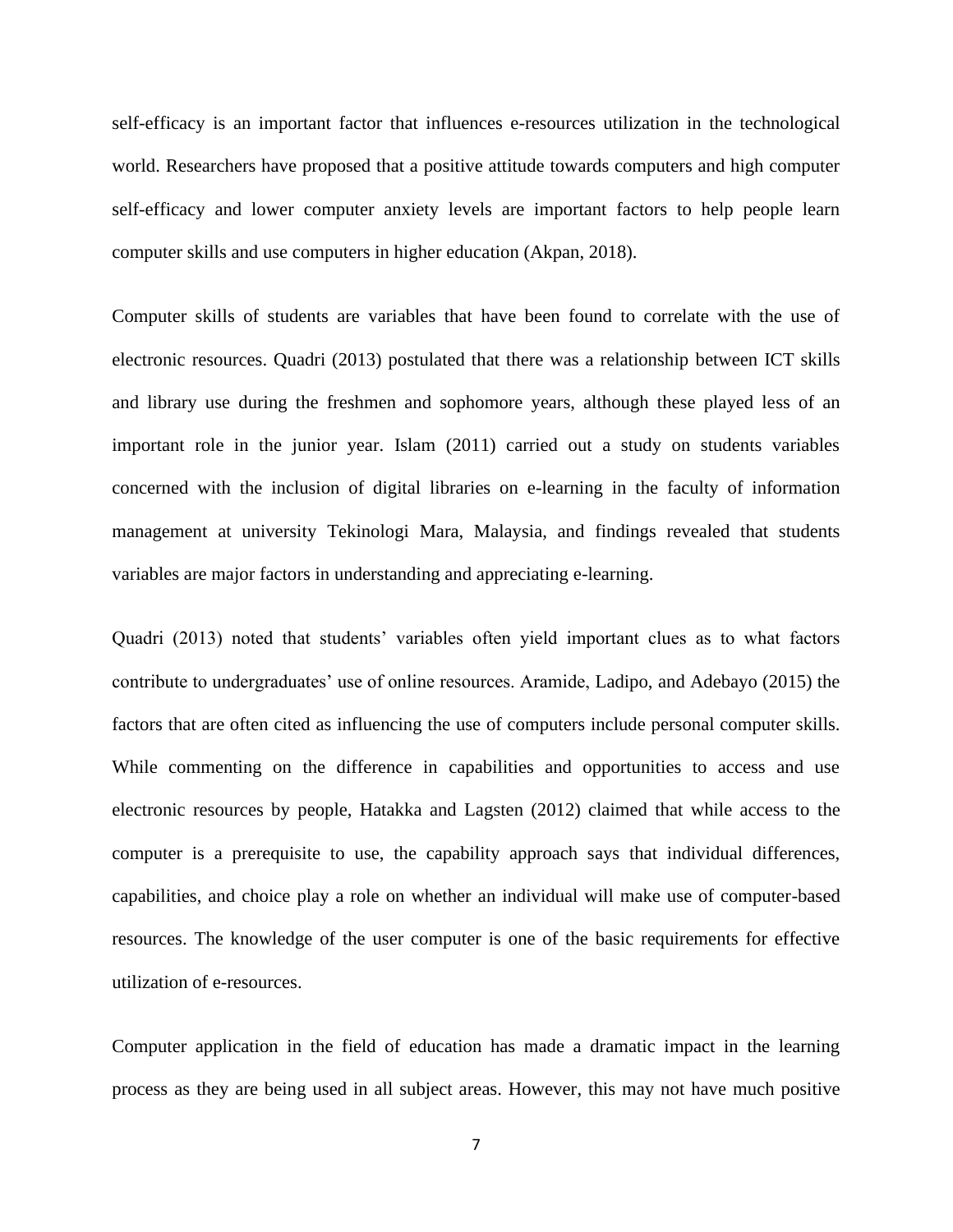self-efficacy is an important factor that influences e-resources utilization in the technological world. Researchers have proposed that a positive attitude towards computers and high computer self-efficacy and lower computer anxiety levels are important factors to help people learn computer skills and use computers in higher education (Akpan, 2018).

Computer skills of students are variables that have been found to correlate with the use of electronic resources. Quadri (2013) postulated that there was a relationship between ICT skills and library use during the freshmen and sophomore years, although these played less of an important role in the junior year. Islam (2011) carried out a study on students variables concerned with the inclusion of digital libraries on e-learning in the faculty of information management at university Tekinologi Mara, Malaysia, and findings revealed that students variables are major factors in understanding and appreciating e-learning.

Quadri (2013) noted that students' variables often yield important clues as to what factors contribute to undergraduates' use of online resources. Aramide, Ladipo, and Adebayo (2015) the factors that are often cited as influencing the use of computers include personal computer skills. While commenting on the difference in capabilities and opportunities to access and use electronic resources by people, Hatakka and Lagsten (2012) claimed that while access to the computer is a prerequisite to use, the capability approach says that individual differences, capabilities, and choice play a role on whether an individual will make use of computer-based resources. The knowledge of the user computer is one of the basic requirements for effective utilization of e-resources.

Computer application in the field of education has made a dramatic impact in the learning process as they are being used in all subject areas. However, this may not have much positive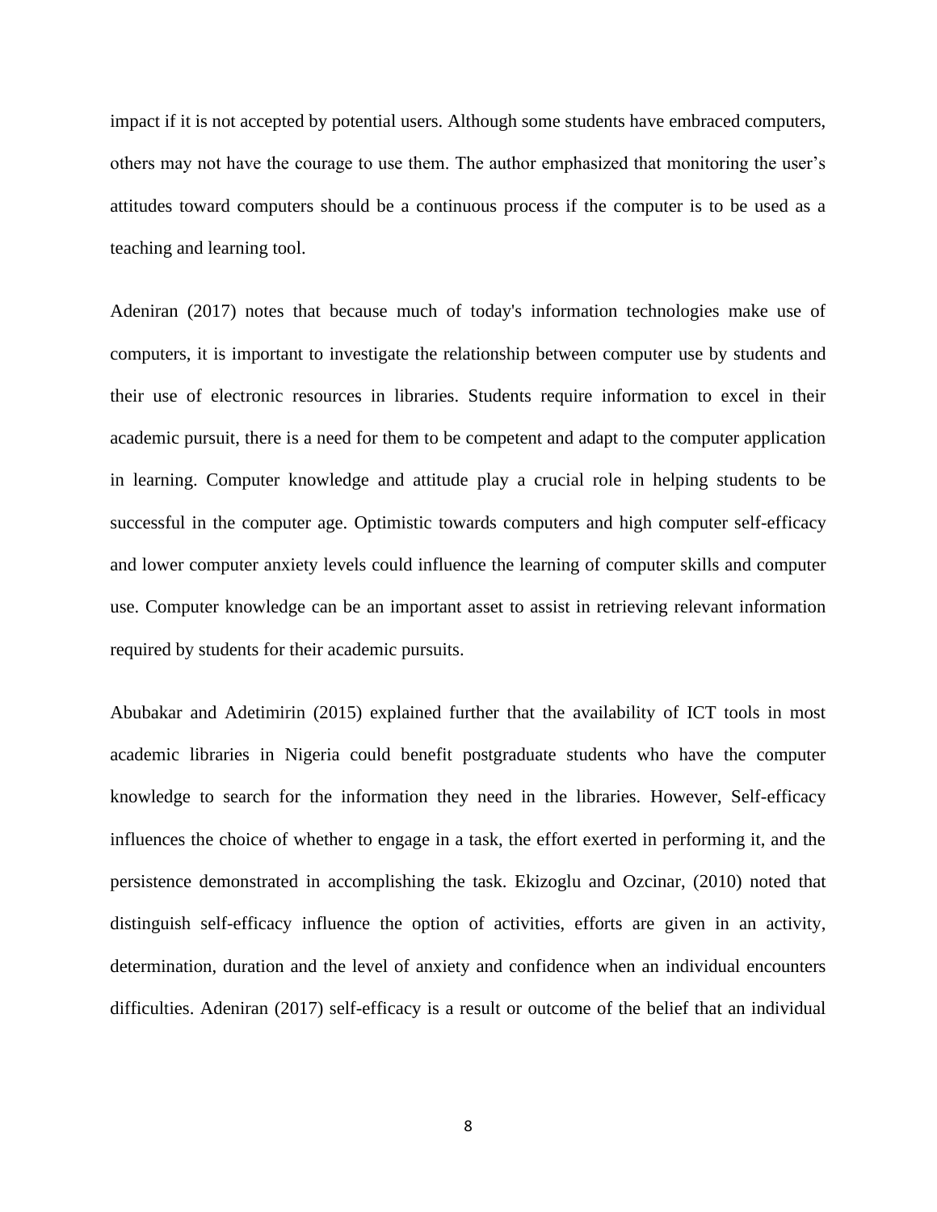impact if it is not accepted by potential users. Although some students have embraced computers, others may not have the courage to use them. The author emphasized that monitoring the user's attitudes toward computers should be a continuous process if the computer is to be used as a teaching and learning tool.

Adeniran (2017) notes that because much of today's information technologies make use of computers, it is important to investigate the relationship between computer use by students and their use of electronic resources in libraries. Students require information to excel in their academic pursuit, there is a need for them to be competent and adapt to the computer application in learning. Computer knowledge and attitude play a crucial role in helping students to be successful in the computer age. Optimistic towards computers and high computer self-efficacy and lower computer anxiety levels could influence the learning of computer skills and computer use. Computer knowledge can be an important asset to assist in retrieving relevant information required by students for their academic pursuits.

Abubakar and Adetimirin (2015) explained further that the availability of ICT tools in most academic libraries in Nigeria could benefit postgraduate students who have the computer knowledge to search for the information they need in the libraries. However, Self-efficacy influences the choice of whether to engage in a task, the effort exerted in performing it, and the persistence demonstrated in accomplishing the task. Ekizoglu and Ozcinar, (2010) noted that distinguish self-efficacy influence the option of activities, efforts are given in an activity, determination, duration and the level of anxiety and confidence when an individual encounters difficulties. Adeniran (2017) self-efficacy is a result or outcome of the belief that an individual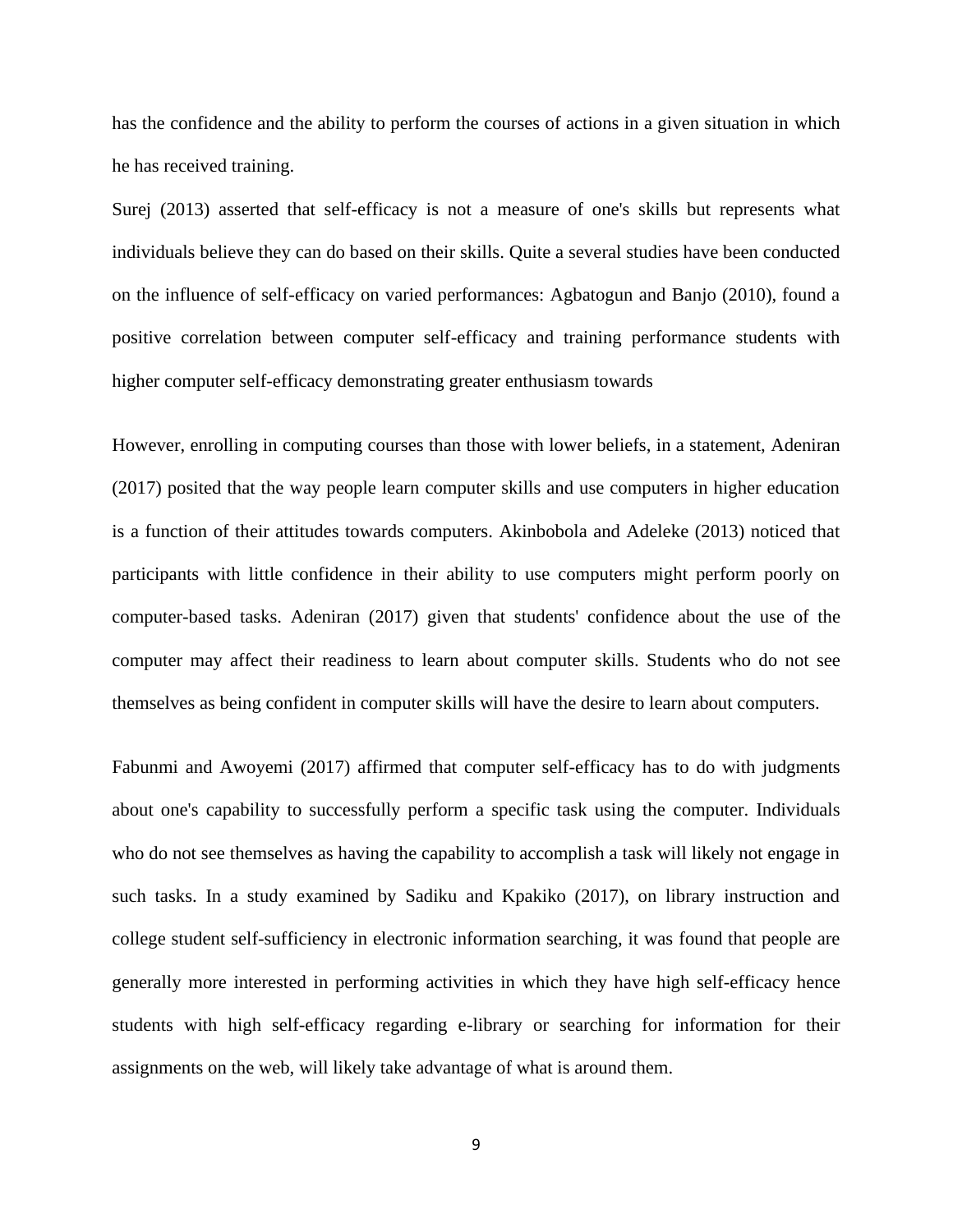has the confidence and the ability to perform the courses of actions in a given situation in which he has received training.

Surej (2013) asserted that self-efficacy is not a measure of one's skills but represents what individuals believe they can do based on their skills. Quite a several studies have been conducted on the influence of self-efficacy on varied performances: Agbatogun and Banjo (2010), found a positive correlation between computer self-efficacy and training performance students with higher computer self-efficacy demonstrating greater enthusiasm towards

However, enrolling in computing courses than those with lower beliefs, in a statement, Adeniran (2017) posited that the way people learn computer skills and use computers in higher education is a function of their attitudes towards computers. Akinbobola and Adeleke (2013) noticed that participants with little confidence in their ability to use computers might perform poorly on computer-based tasks. Adeniran (2017) given that students' confidence about the use of the computer may affect their readiness to learn about computer skills. Students who do not see themselves as being confident in computer skills will have the desire to learn about computers.

Fabunmi and Awoyemi (2017) affirmed that computer self-efficacy has to do with judgments about one's capability to successfully perform a specific task using the computer. Individuals who do not see themselves as having the capability to accomplish a task will likely not engage in such tasks. In a study examined by Sadiku and Kpakiko (2017), on library instruction and college student self-sufficiency in electronic information searching, it was found that people are generally more interested in performing activities in which they have high self-efficacy hence students with high self-efficacy regarding e-library or searching for information for their assignments on the web, will likely take advantage of what is around them.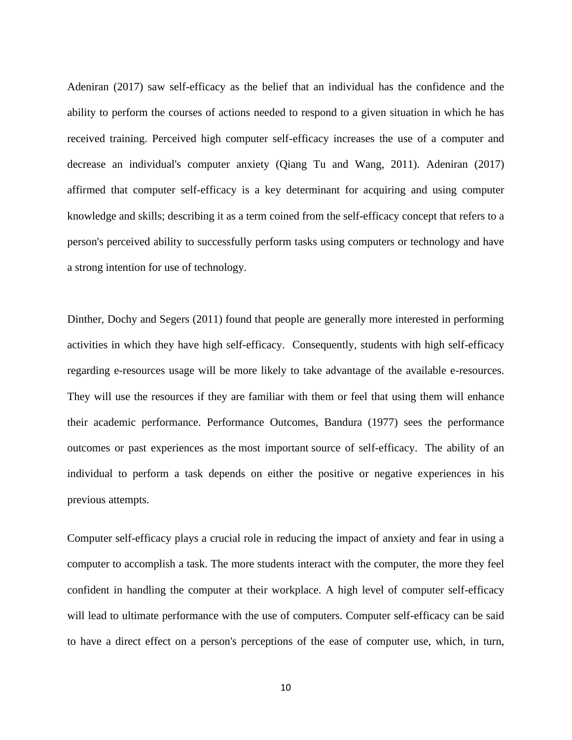Adeniran (2017) saw self-efficacy as the belief that an individual has the confidence and the ability to perform the courses of actions needed to respond to a given situation in which he has received training. Perceived high computer self-efficacy increases the use of a computer and decrease an individual's computer anxiety (Qiang Tu and Wang, 2011). Adeniran (2017) affirmed that computer self-efficacy is a key determinant for acquiring and using computer knowledge and skills; describing it as a term coined from the self-efficacy concept that refers to a person's perceived ability to successfully perform tasks using computers or technology and have a strong intention for use of technology.

Dinther, Dochy and Segers (2011) found that people are generally more interested in performing activities in which they have high self-efficacy. Consequently, students with high self-efficacy regarding e-resources usage will be more likely to take advantage of the available e-resources. They will use the resources if they are familiar with them or feel that using them will enhance their academic performance. Performance Outcomes, Bandura (1977) sees the performance outcomes or past experiences as the most important source of self-efficacy. The ability of an individual to perform a task depends on either the positive or negative experiences in his previous attempts.

Computer self-efficacy plays a crucial role in reducing the impact of anxiety and fear in using a computer to accomplish a task. The more students interact with the computer, the more they feel confident in handling the computer at their workplace. A high level of computer self-efficacy will lead to ultimate performance with the use of computers. Computer self-efficacy can be said to have a direct effect on a person's perceptions of the ease of computer use, which, in turn,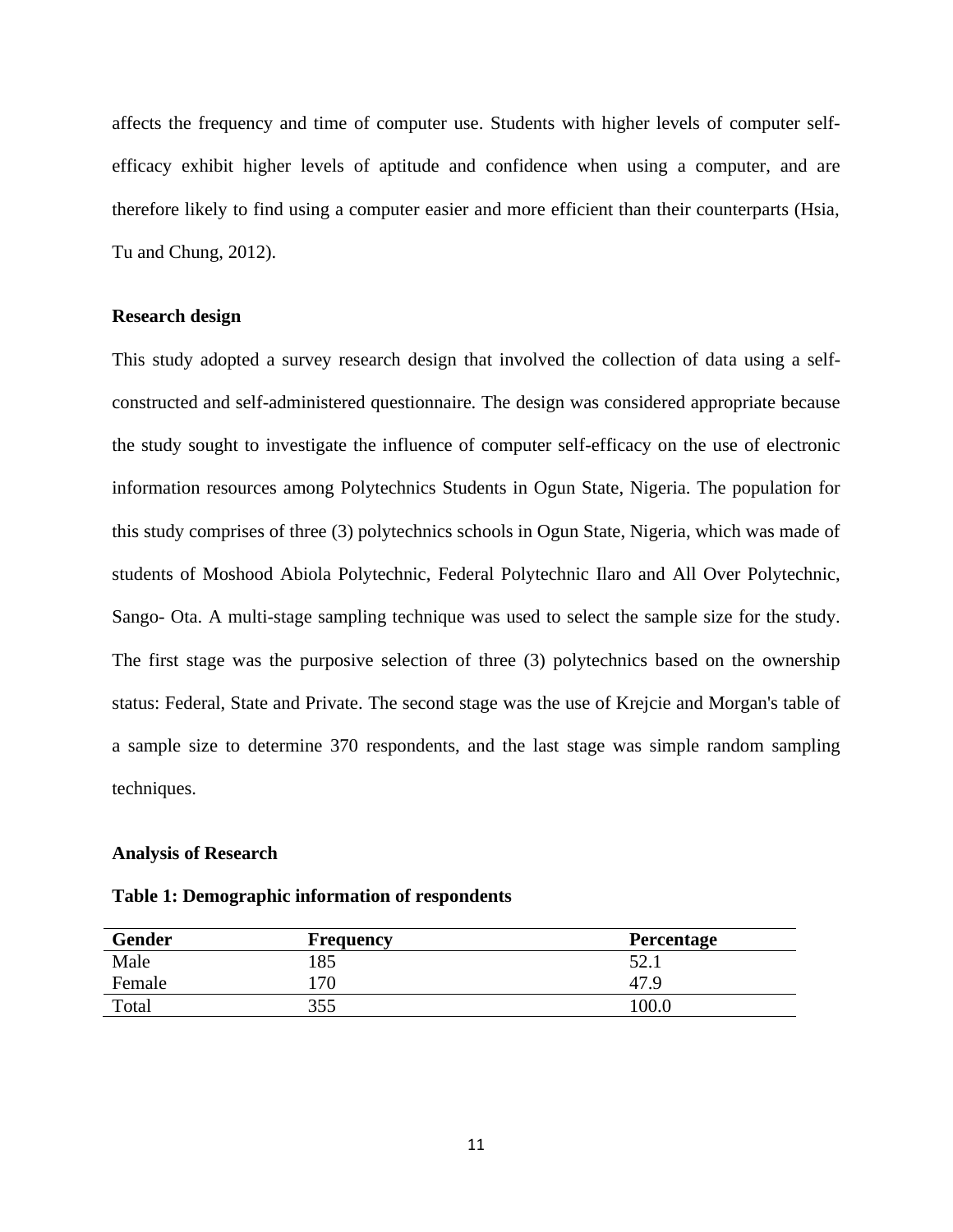affects the frequency and time of computer use. Students with higher levels of computer self-efficacy exhibit higher levels of aptitude and confidence when using a computer, and are therefore likely to find using a computer easier and more efficient than their counterparts (Hsia, Tu and Chung, 2012).

**Research design**

This study adopted a survey research design that involved the collection of data using a self-constructed and self-administered questionnaire. The design was considered appropriate because the study sought to investigate the influence of computer self-efficacy on the use of electronic information resources among Polytechnics Students in Ogun State, Nigeria. The population for this study comprises of three (3) polytechnics schools in Ogun State, Nigeria, which was made of students of Moshood Abiola Polytechnic, Federal Polytechnic Ilaro and All Over Polytechnic, Sango- Ota. A multi-stage sampling technique was used to select the sample size for the study. The first stage was the purposive selection of three (3) polytechnics based on the ownership status: Federal, State and Private. The second stage was the use of Krejcie and Morgan's table of a sample size to determine 370 respondents, and the last stage was simple random sampling techniques.

**Analysis of Research**

**Table 1: Demographic information of respondents**

| Gender | Frequency | Percentage |
|---|---|---|
| Male | 185 | 52.1 |
| Female | 170 | 47.9 |
| Total | 355 | 100.0 |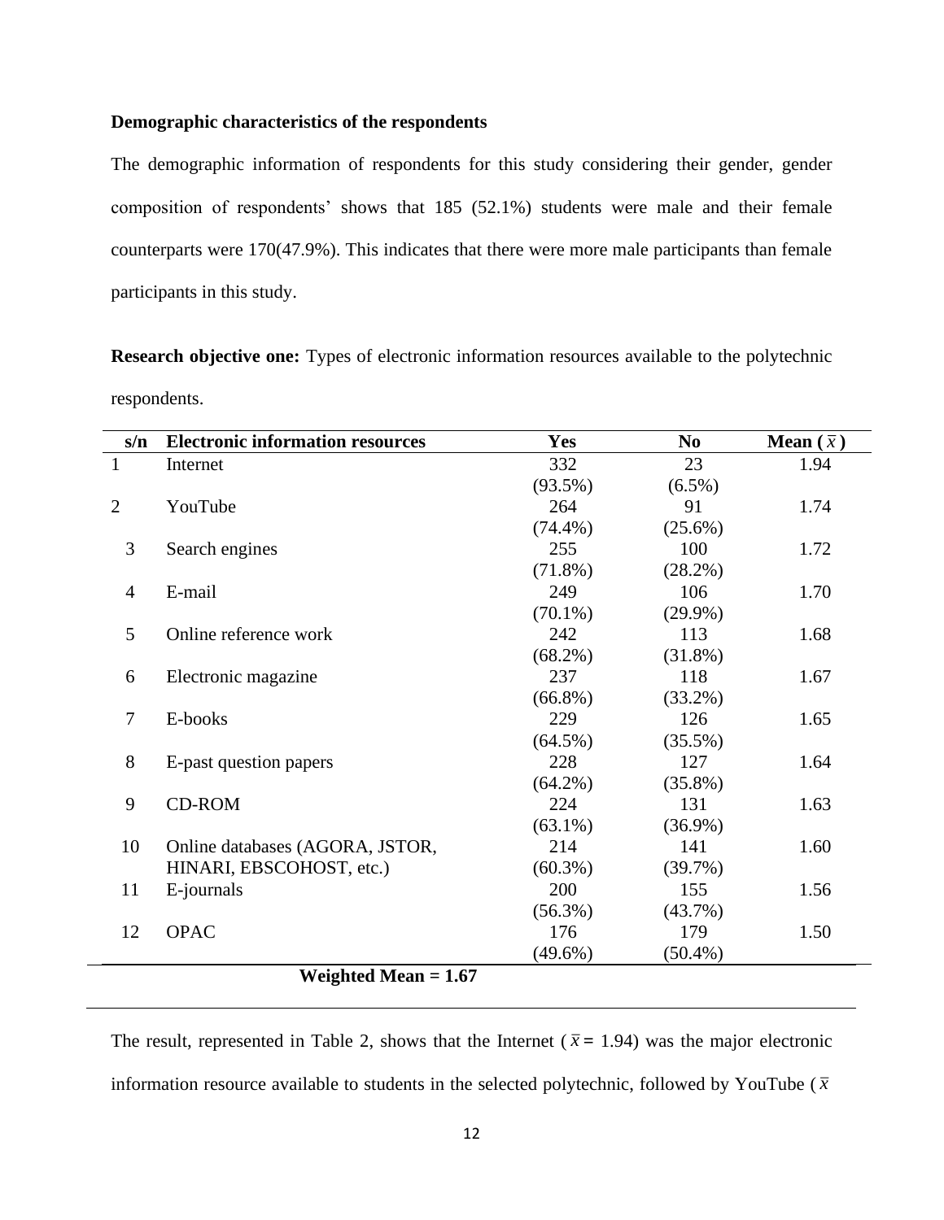**Demographic characteristics of the respondents**

The demographic information of respondents for this study considering their gender, gender composition of respondents' shows that 185 (52.1%) students were male and their female counterparts were 170(47.9%). This indicates that there were more male participants than female participants in this study.

**Research objective one:** Types of electronic information resources available to the polytechnic respondents.

| s/n | Electronic information resources | Yes | No | Mean ($\bar{x}$) |
|---|---|---|---|---|
| 1 | Internet | 332 (93.5%) | 23 (6.5%) | 1.94 |
| 2 | YouTube | 264 (74.4%) | 91 (25.6%) | 1.74 |
| 3 | Search engines | 255 (71.8%) | 100 (28.2%) | 1.72 |
| 4 | E-mail | 249 (70.1%) | 106 (29.9%) | 1.70 |
| 5 | Online reference work | 242 (68.2%) | 113 (31.8%) | 1.68 |
| 6 | Electronic magazine | 237 (66.8%) | 118 (33.2%) | 1.67 |
| 7 | E-books | 229 (64.5%) | 126 (35.5%) | 1.65 |
| 8 | E-past question papers | 228 (64.2%) | 127 (35.8%) | 1.64 |
| 9 | CD-ROM | 224 (63.1%) | 131 (36.9%) | 1.63 |
| 10 | Online databases (AGORA, JSTOR, HINARI, EBSCOHOST, etc.) | 214 (60.3%) | 141 (39.7%) | 1.60 |
| 11 | E-journals | 200 (56.3%) | 155 (43.7%) | 1.56 |
| 12 | OPAC | 176 (49.6%) | 179 (50.4%) | 1.50 |
| | **Weighted Mean = 1.67** | | | |

The result, represented in Table 2, shows that the Internet ($\bar{x}$ = 1.94) was the major electronic information resource available to students in the selected polytechnic, followed by YouTube ($\bar{x}$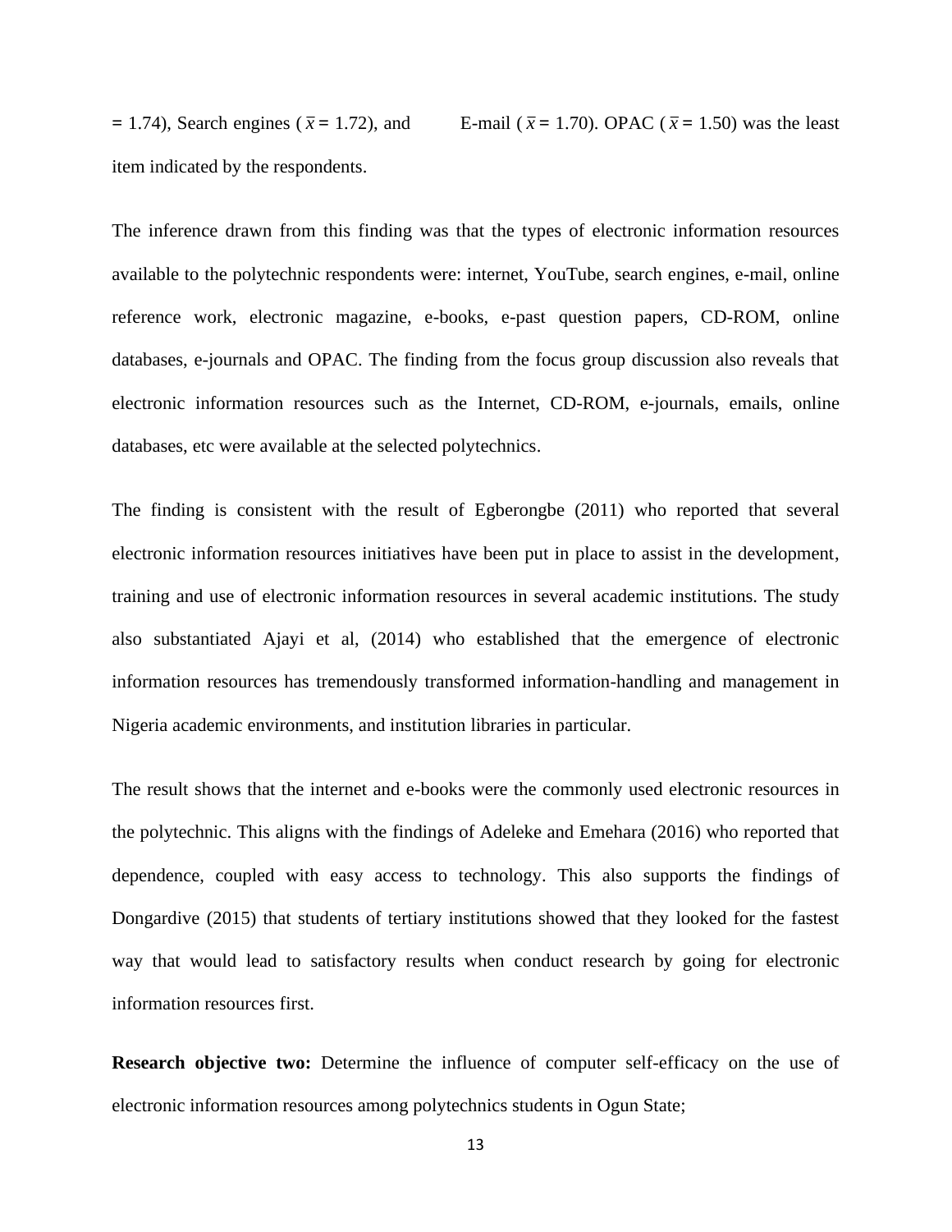= 1.74), Search engines ($\bar{x}$ = 1.72), and E-mail ($\bar{x}$ = 1.70). OPAC ($\bar{x}$ = 1.50) was the least item indicated by the respondents.

The inference drawn from this finding was that the types of electronic information resources available to the polytechnic respondents were: internet, YouTube, search engines, e-mail, online reference work, electronic magazine, e-books, e-past question papers, CD-ROM, online databases, e-journals and OPAC. The finding from the focus group discussion also reveals that electronic information resources such as the Internet, CD-ROM, e-journals, emails, online databases, etc were available at the selected polytechnics.

The finding is consistent with the result of Egberongbe (2011) who reported that several electronic information resources initiatives have been put in place to assist in the development, training and use of electronic information resources in several academic institutions. The study also substantiated Ajayi et al, (2014) who established that the emergence of electronic information resources has tremendously transformed information-handling and management in Nigeria academic environments, and institution libraries in particular.

The result shows that the internet and e-books were the commonly used electronic resources in the polytechnic. This aligns with the findings of Adeleke and Emehara (2016) who reported that dependence, coupled with easy access to technology. This also supports the findings of Dongardive (2015) that students of tertiary institutions showed that they looked for the fastest way that would lead to satisfactory results when conduct research by going for electronic information resources first.

**Research objective two:** Determine the influence of computer self-efficacy on the use of electronic information resources among polytechnics students in Ogun State;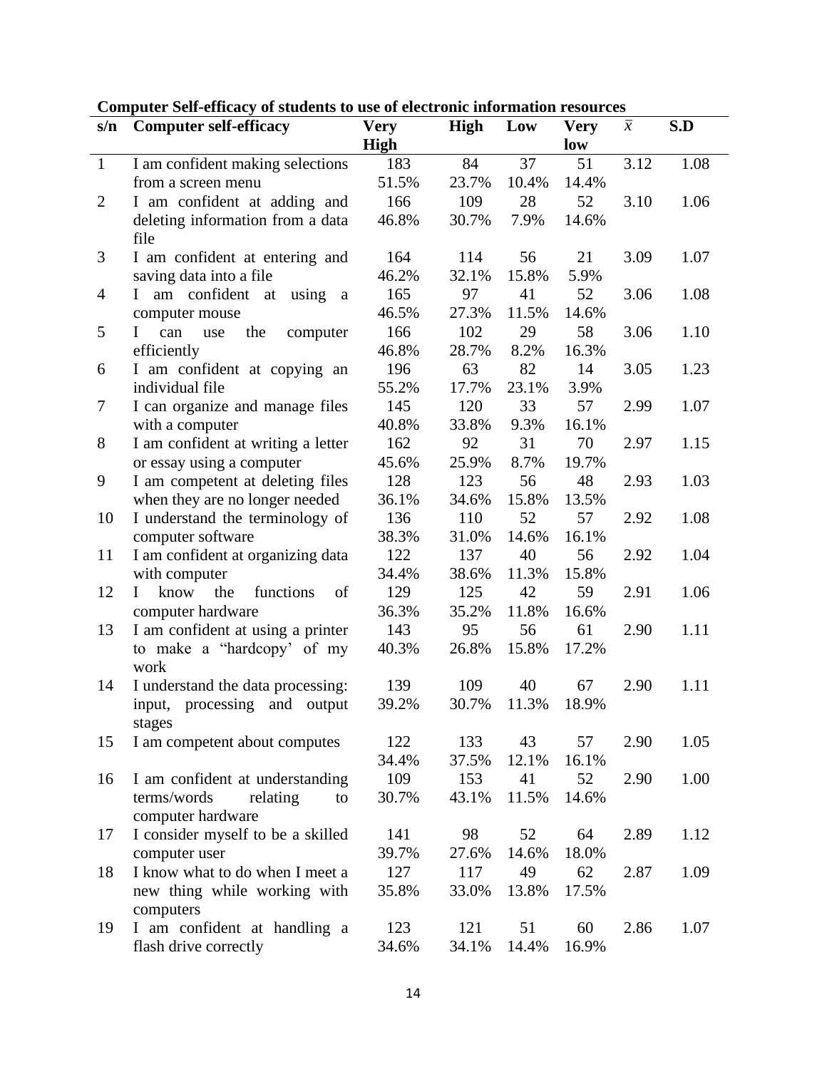**Computer Self-efficacy of students to use of electronic information resources**

| s/n | Computer self-efficacy | Very High | High | Low | Very low | $\bar{x}$ | S.D |
|---|---|---|---|---|---|---|---|
| 1 | I am confident making selections from a screen menu | 183<br>51.5% | 84<br>23.7% | 37<br>10.4% | 51<br>14.4% | 3.12 | 1.08 |
| 2 | I am confident at adding and deleting information from a data file | 166<br>46.8% | 109<br>30.7% | 28<br>7.9% | 52<br>14.6% | 3.10 | 1.06 |
| 3 | I am confident at entering and saving data into a file | 164<br>46.2% | 114<br>32.1% | 56<br>15.8% | 21<br>5.9% | 3.09 | 1.07 |
| 4 | I am confident at using a computer mouse | 165<br>46.5% | 97<br>27.3% | 41<br>11.5% | 52<br>14.6% | 3.06 | 1.08 |
| 5 | I can use the computer efficiently | 166<br>46.8% | 102<br>28.7% | 29<br>8.2% | 58<br>16.3% | 3.06 | 1.10 |
| 6 | I am confident at copying an individual file | 196<br>55.2% | 63<br>17.7% | 82<br>23.1% | 14<br>3.9% | 3.05 | 1.23 |
| 7 | I can organize and manage files with a computer | 145<br>40.8% | 120<br>33.8% | 33<br>9.3% | 57<br>16.1% | 2.99 | 1.07 |
| 8 | I am confident at writing a letter or essay using a computer | 162<br>45.6% | 92<br>25.9% | 31<br>8.7% | 70<br>19.7% | 2.97 | 1.15 |
| 9 | I am competent at deleting files when they are no longer needed | 128<br>36.1% | 123<br>34.6% | 56<br>15.8% | 48<br>13.5% | 2.93 | 1.03 |
| 10 | I understand the terminology of computer software | 136<br>38.3% | 110<br>31.0% | 52<br>14.6% | 57<br>16.1% | 2.92 | 1.08 |
| 11 | I am confident at organizing data with computer | 122<br>34.4% | 137<br>38.6% | 40<br>11.3% | 56<br>15.8% | 2.92 | 1.04 |
| 12 | I know the functions of computer hardware | 129<br>36.3% | 125<br>35.2% | 42<br>11.8% | 59<br>16.6% | 2.91 | 1.06 |
| 13 | I am confident at using a printer to make a "hardcopy' of my work | 143<br>40.3% | 95<br>26.8% | 56<br>15.8% | 61<br>17.2% | 2.90 | 1.11 |
| 14 | I understand the data processing: input, processing and output stages | 139<br>39.2% | 109<br>30.7% | 40<br>11.3% | 67<br>18.9% | 2.90 | 1.11 |
| 15 | I am competent about computes | 122<br>34.4% | 133<br>37.5% | 43<br>12.1% | 57<br>16.1% | 2.90 | 1.05 |
| 16 | I am confident at understanding terms/words relating to computer hardware | 109<br>30.7% | 153<br>43.1% | 41<br>11.5% | 52<br>14.6% | 2.90 | 1.00 |
| 17 | I consider myself to be a skilled computer user | 141<br>39.7% | 98<br>27.6% | 52<br>14.6% | 64<br>18.0% | 2.89 | 1.12 |
| 18 | I know what to do when I meet a new thing while working with computers | 127<br>35.8% | 117<br>33.0% | 49<br>13.8% | 62<br>17.5% | 2.87 | 1.09 |
| 19 | I am confident at handling a flash drive correctly | 123<br>34.6% | 121<br>34.1% | 51<br>14.4% | 60<br>16.9% | 2.86 | 1.07 |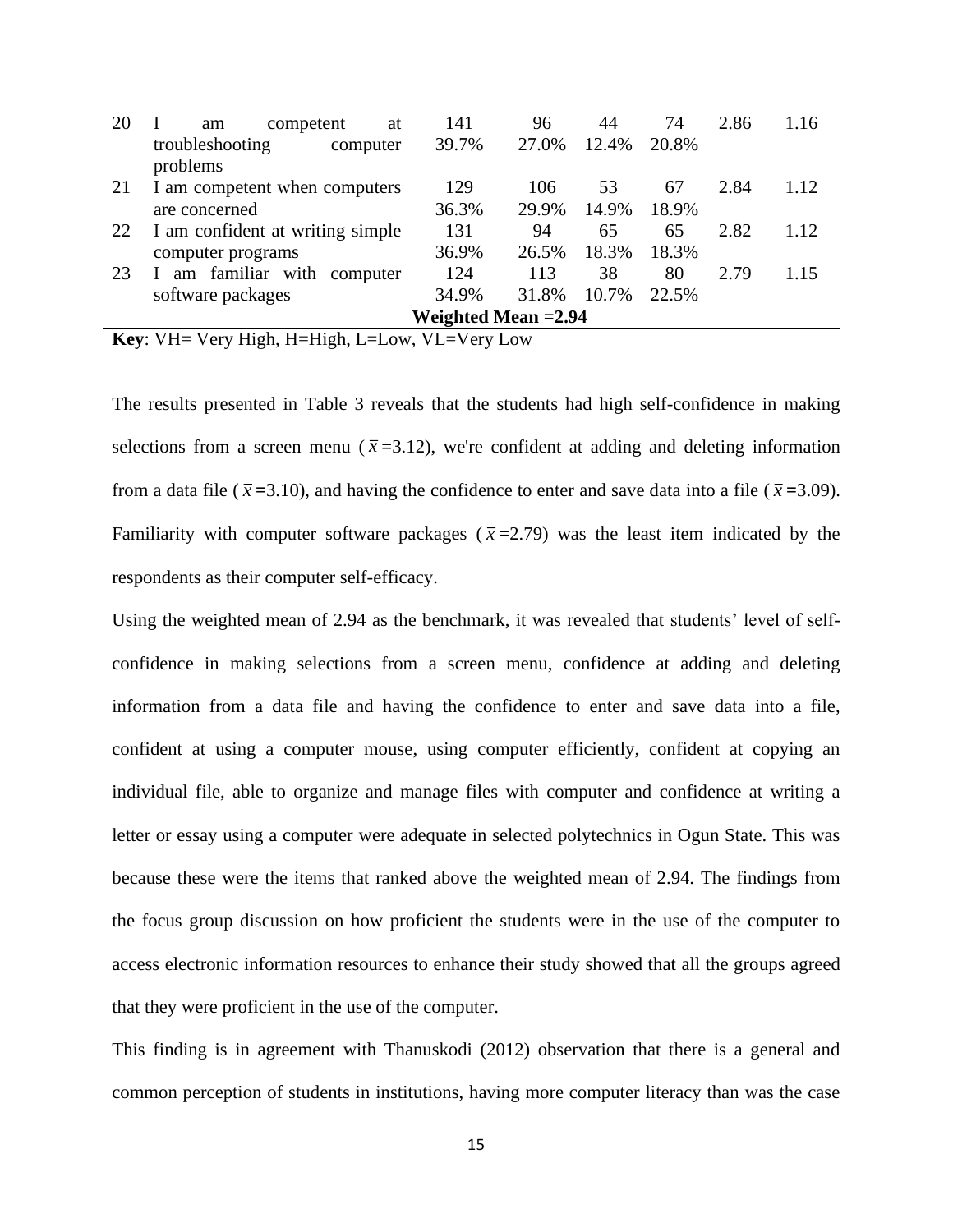| | | | | | | | |
|---|---|---|---|---|---|---|---|
| 20 | I am competent at troubleshooting computer problems | 141<br>39.7% | 96<br>27.0% | 44<br>12.4% | 74<br>20.8% | 2.86 | 1.16 |
| 21 | I am competent when computers are concerned | 129<br>36.3% | 106<br>29.9% | 53<br>14.9% | 67<br>18.9% | 2.84 | 1.12 |
| 22 | I am confident at writing simple computer programs | 131<br>36.9% | 94<br>26.5% | 65<br>18.3% | 65<br>18.3% | 2.82 | 1.12 |
| 23 | I am familiar with computer software packages | 124<br>34.9% | 113<br>31.8% | 38<br>10.7% | 80<br>22.5% | 2.79 | 1.15 |
| | **Weighted Mean =2.94** | | | | | | |

**Key**: VH= Very High, H=High, L=Low, VL=Very Low

The results presented in Table 3 reveals that the students had high self-confidence in making selections from a screen menu ($\bar{x}$=3.12), we're confident at adding and deleting information from a data file ($\bar{x}$=3.10), and having the confidence to enter and save data into a file ($\bar{x}$=3.09). Familiarity with computer software packages ($\bar{x}$=2.79) was the least item indicated by the respondents as their computer self-efficacy.

Using the weighted mean of 2.94 as the benchmark, it was revealed that students' level of self-confidence in making selections from a screen menu, confidence at adding and deleting information from a data file and having the confidence to enter and save data into a file, confident at using a computer mouse, using computer efficiently, confident at copying an individual file, able to organize and manage files with computer and confidence at writing a letter or essay using a computer were adequate in selected polytechnics in Ogun State. This was because these were the items that ranked above the weighted mean of 2.94. The findings from the focus group discussion on how proficient the students were in the use of the computer to access electronic information resources to enhance their study showed that all the groups agreed that they were proficient in the use of the computer.

This finding is in agreement with Thanuskodi (2012) observation that there is a general and common perception of students in institutions, having more computer literacy than was the case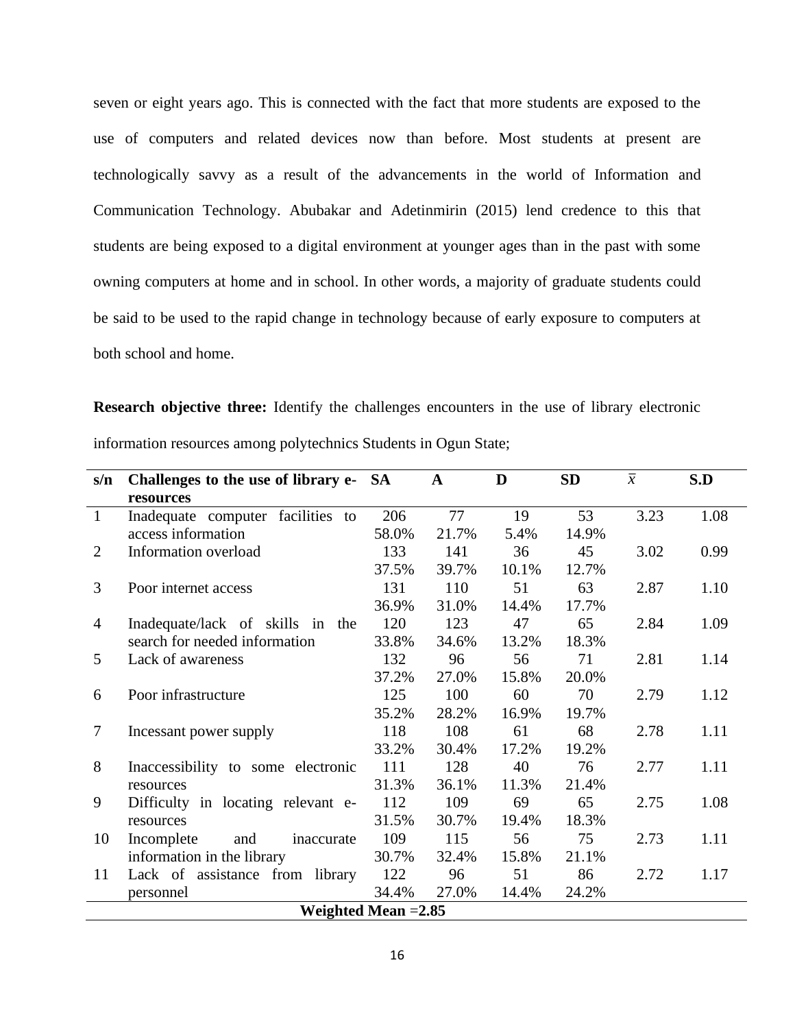seven or eight years ago. This is connected with the fact that more students are exposed to the use of computers and related devices now than before. Most students at present are technologically savvy as a result of the advancements in the world of Information and Communication Technology. Abubakar and Adetinmirin (2015) lend credence to this that students are being exposed to a digital environment at younger ages than in the past with some owning computers at home and in school. In other words, a majority of graduate students could be said to be used to the rapid change in technology because of early exposure to computers at both school and home.

**Research objective three:** Identify the challenges encounters in the use of library electronic information resources among polytechnics Students in Ogun State;

| s/n | Challenges to the use of library e-resources | SA | A | D | SD | $\bar{x}$ | S.D |
|---|---|---|---|---|---|---|---|
| 1 | Inadequate computer facilities to access information | 206<br>58.0% | 77<br>21.7% | 19<br>5.4% | 53<br>14.9% | 3.23 | 1.08 |
| 2 | Information overload | 133<br>37.5% | 141<br>39.7% | 36<br>10.1% | 45<br>12.7% | 3.02 | 0.99 |
| 3 | Poor internet access | 131<br>36.9% | 110<br>31.0% | 51<br>14.4% | 63<br>17.7% | 2.87 | 1.10 |
| 4 | Inadequate/lack of skills in the search for needed information | 120<br>33.8% | 123<br>34.6% | 47<br>13.2% | 65<br>18.3% | 2.84 | 1.09 |
| 5 | Lack of awareness | 132<br>37.2% | 96<br>27.0% | 56<br>15.8% | 71<br>20.0% | 2.81 | 1.14 |
| 6 | Poor infrastructure | 125<br>35.2% | 100<br>28.2% | 60<br>16.9% | 70<br>19.7% | 2.79 | 1.12 |
| 7 | Incessant power supply | 118<br>33.2% | 108<br>30.4% | 61<br>17.2% | 68<br>19.2% | 2.78 | 1.11 |
| 8 | Inaccessibility to some electronic resources | 111<br>31.3% | 128<br>36.1% | 40<br>11.3% | 76<br>21.4% | 2.77 | 1.11 |
| 9 | Difficulty in locating relevant e-resources | 112<br>31.5% | 109<br>30.7% | 69<br>19.4% | 65<br>18.3% | 2.75 | 1.08 |
| 10 | Incomplete and inaccurate information in the library | 109<br>30.7% | 115<br>32.4% | 56<br>15.8% | 75<br>21.1% | 2.73 | 1.11 |
| 11 | Lack of assistance from library personnel | 122<br>34.4% | 96<br>27.0% | 51<br>14.4% | 86<br>24.2% | 2.72 | 1.17 |
| | **Weighted Mean =2.85** | | | | | | |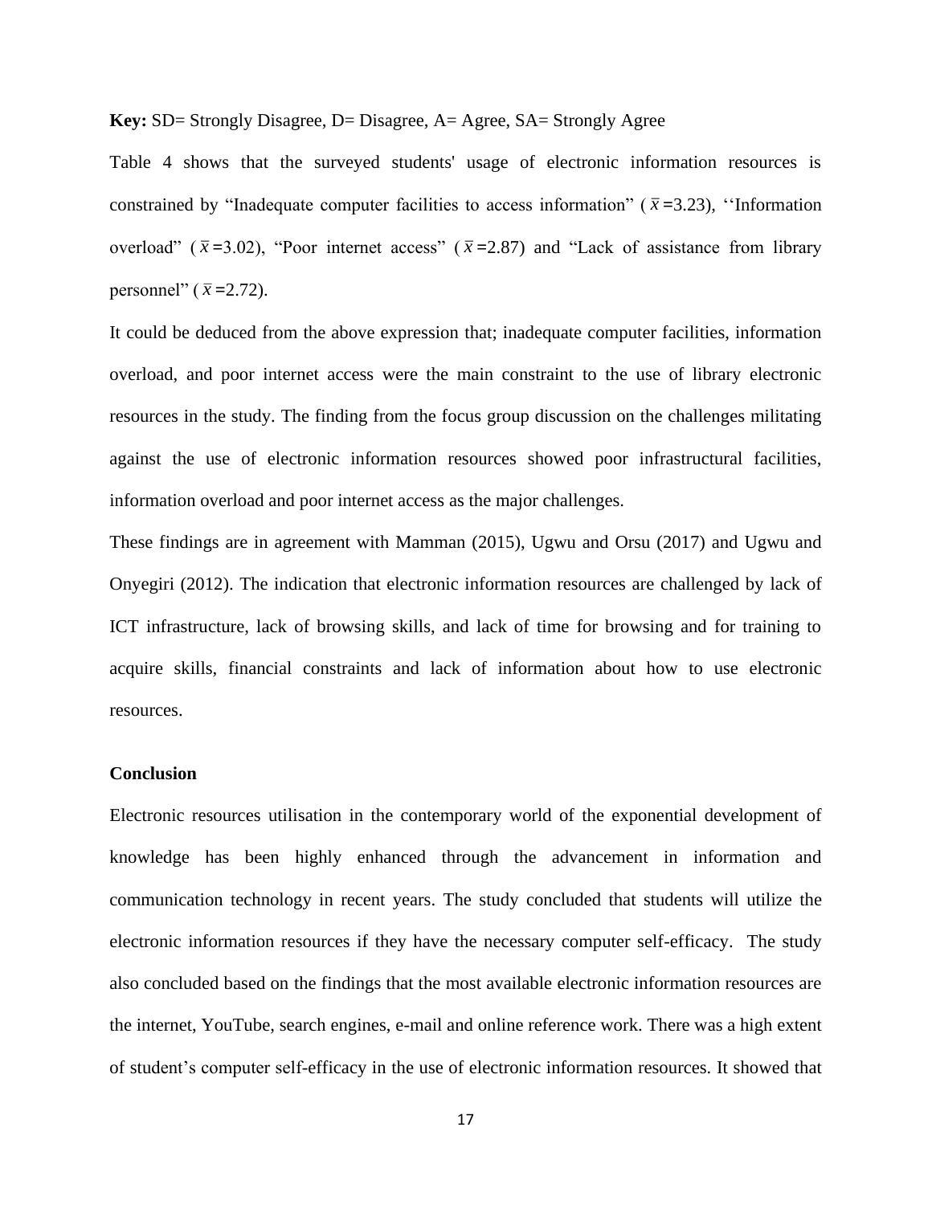**Key:** SD= Strongly Disagree, D= Disagree, A= Agree, SA= Strongly Agree

Table 4 shows that the surveyed students' usage of electronic information resources is constrained by “Inadequate computer facilities to access information” ($\bar{x}$ =3.23), ‘‘Information overload” ($\bar{x}$ =3.02), “Poor internet access” ($\bar{x}$ =2.87) and “Lack of assistance from library personnel” ($\bar{x}$ =2.72).

It could be deduced from the above expression that; inadequate computer facilities, information overload, and poor internet access were the main constraint to the use of library electronic resources in the study. The finding from the focus group discussion on the challenges militating against the use of electronic information resources showed poor infrastructural facilities, information overload and poor internet access as the major challenges.

These findings are in agreement with Mamman (2015), Ugwu and Orsu (2017) and Ugwu and Onyegiri (2012). The indication that electronic information resources are challenged by lack of ICT infrastructure, lack of browsing skills, and lack of time for browsing and for training to acquire skills, financial constraints and lack of information about how to use electronic resources.

**Conclusion**

Electronic resources utilisation in the contemporary world of the exponential development of knowledge has been highly enhanced through the advancement in information and communication technology in recent years. The study concluded that students will utilize the electronic information resources if they have the necessary computer self-efficacy. The study also concluded based on the findings that the most available electronic information resources are the internet, YouTube, search engines, e-mail and online reference work. There was a high extent of student’s computer self-efficacy in the use of electronic information resources. It showed that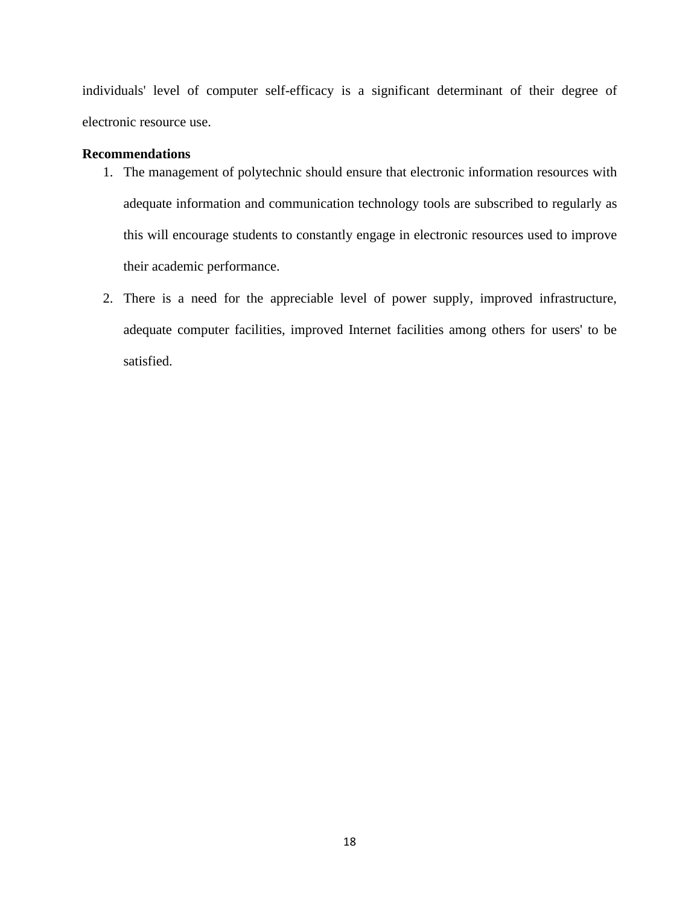individuals' level of computer self-efficacy is a significant determinant of their degree of electronic resource use.

**Recommendations**

1. The management of polytechnic should ensure that electronic information resources with adequate information and communication technology tools are subscribed to regularly as this will encourage students to constantly engage in electronic resources used to improve their academic performance.
2. There is a need for the appreciable level of power supply, improved infrastructure, adequate computer facilities, improved Internet facilities among others for users' to be satisfied.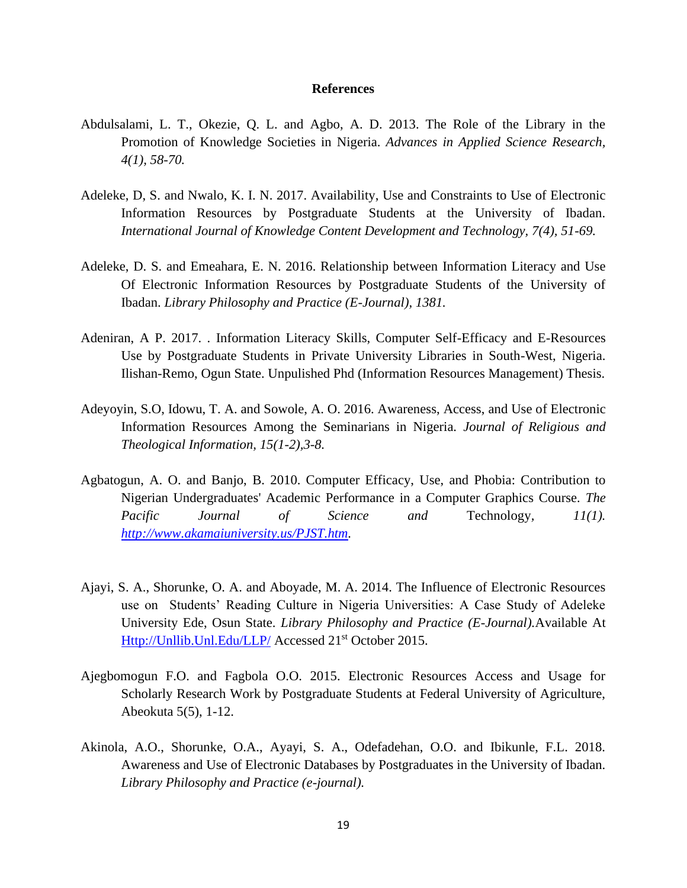# References

Abdulsalami, L. T., Okezie, Q. L. and Agbo, A. D. 2013. The Role of the Library in the Promotion of Knowledge Societies in Nigeria. *Advances in Applied Science Research, 4(1), 58-70.*

Adeleke, D, S. and Nwalo, K. I. N. 2017. Availability, Use and Constraints to Use of Electronic Information Resources by Postgraduate Students at the University of Ibadan. *International Journal of Knowledge Content Development and Technology, 7(4), 51-69.*

Adeleke, D. S. and Emeahara, E. N. 2016. Relationship between Information Literacy and Use Of Electronic Information Resources by Postgraduate Students of the University of Ibadan. *Library Philosophy and Practice (E-Journal), 1381.*

Adeniran, A P. 2017. . Information Literacy Skills, Computer Self-Efficacy and E-Resources Use by Postgraduate Students in Private University Libraries in South-West, Nigeria. Ilishan-Remo, Ogun State. Unpulished Phd (Information Resources Management) Thesis.

Adeyoyin, S.O, Idowu, T. A. and Sowole, A. O. 2016. Awareness, Access, and Use of Electronic Information Resources Among the Seminarians in Nigeria. *Journal of Religious and Theological Information, 15(1-2),3-8.*

Agbatogun, A. O. and Banjo, B. 2010. Computer Efficacy, Use, and Phobia: Contribution to Nigerian Undergraduates' Academic Performance in a Computer Graphics Course. *The Pacific Journal of Science and* Technology*, 11(1).* *[http://www.akamaiuniversity.us/PJST.htm](http://www.akamaiuniversity.us/PJST.htm).*

Ajayi, S. A., Shorunke, O. A. and Aboyade, M. A. 2014. The Influence of Electronic Resources use on Students' Reading Culture in Nigeria Universities: A Case Study of Adeleke University Ede, Osun State. *Library Philosophy and Practice (E-Journal).*Available At [Http://Unllib.Unl.Edu/LLP/](Http://Unllib.Unl.Edu/LLP/) Accessed 21st October 2015.

Ajegbomogun F.O. and Fagbola O.O. 2015. Electronic Resources Access and Usage for Scholarly Research Work by Postgraduate Students at Federal University of Agriculture, Abeokuta 5(5), 1-12.

Akinola, A.O., Shorunke, O.A., Ayayi, S. A., Odefadehan, O.O. and Ibikunle, F.L. 2018. Awareness and Use of Electronic Databases by Postgraduates in the University of Ibadan. *Library Philosophy and Practice (e-journal).*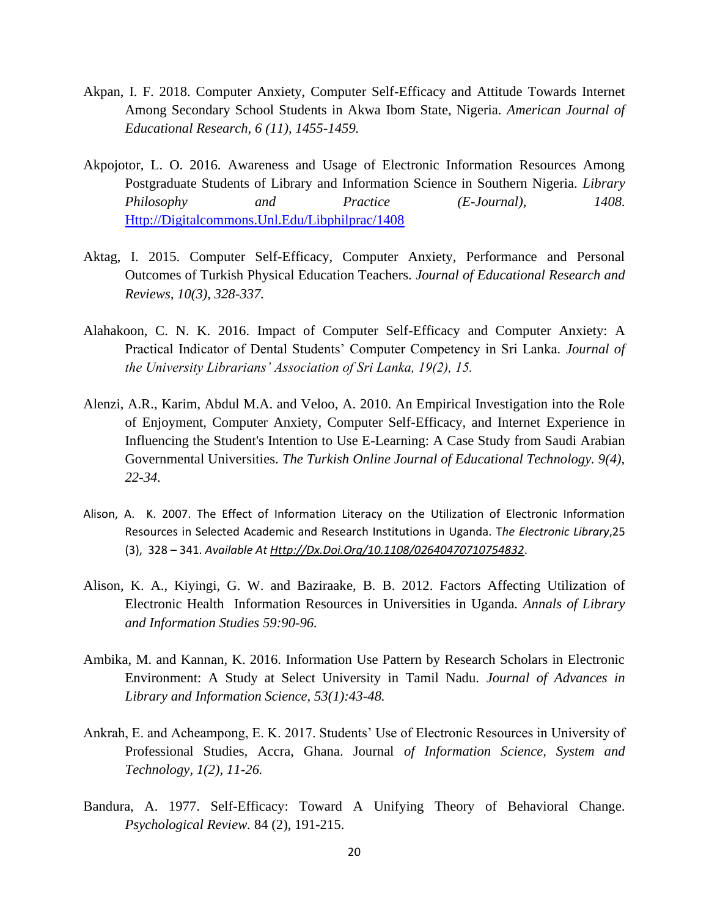Akpan, I. F. 2018. Computer Anxiety, Computer Self-Efficacy and Attitude Towards Internet Among Secondary School Students in Akwa Ibom State, Nigeria. *American Journal of Educational Research, 6 (11), 1455-1459.*

Akpojotor, L. O. 2016. Awareness and Usage of Electronic Information Resources Among Postgraduate Students of Library and Information Science in Southern Nigeria. *Library Philosophy and Practice (E-Journal), 1408.* [Http://Digitalcommons.Unl.Edu/Libphilprac/1408](Http://Digitalcommons.Unl.Edu/Libphilprac/1408)

Aktag, I. 2015. Computer Self-Efficacy, Computer Anxiety, Performance and Personal Outcomes of Turkish Physical Education Teachers. *Journal of Educational Research and Reviews, 10(3), 328-337.*

Alahakoon, C. N. K. 2016. Impact of Computer Self-Efficacy and Computer Anxiety: A Practical Indicator of Dental Students' Computer Competency in Sri Lanka. *Journal of the University Librarians' Association of Sri Lanka, 19(2), 15.*

Alenzi, A.R., Karim, Abdul M.A. and Veloo, A. 2010. An Empirical Investigation into the Role of Enjoyment, Computer Anxiety, Computer Self-Efficacy, and Internet Experience in Influencing the Student's Intention to Use E-Learning: A Case Study from Saudi Arabian Governmental Universities. *The Turkish Online Journal of Educational Technology. 9(4), 22-34.*

Alison, A. K. 2007. The Effect of Information Literacy on the Utilization of Electronic Information Resources in Selected Academic and Research Institutions in Uganda. T*he Electronic Library*,25 (3), 328 – 341. *Available At [Http://Dx.Doi.Org/10.1108/02640470710754832](Http://Dx.Doi.Org/10.1108/02640470710754832)*.

Alison, K. A., Kiyingi, G. W. and Baziraake, B. B. 2012. Factors Affecting Utilization of Electronic Health Information Resources in Universities in Uganda. *Annals of Library and Information Studies 59:90-96.*

Ambika, M. and Kannan, K. 2016. Information Use Pattern by Research Scholars in Electronic Environment: A Study at Select University in Tamil Nadu. *Journal of Advances in Library and Information Science, 53(1):43-48.*

Ankrah, E. and Acheampong, E. K. 2017. Students' Use of Electronic Resources in University of Professional Studies, Accra, Ghana. Journal *of Information Science, System and Technology, 1(2), 11-26.*

Bandura, A. 1977. Self-Efficacy: Toward A Unifying Theory of Behavioral Change. *Psychological Review.* 84 (2), 191-215.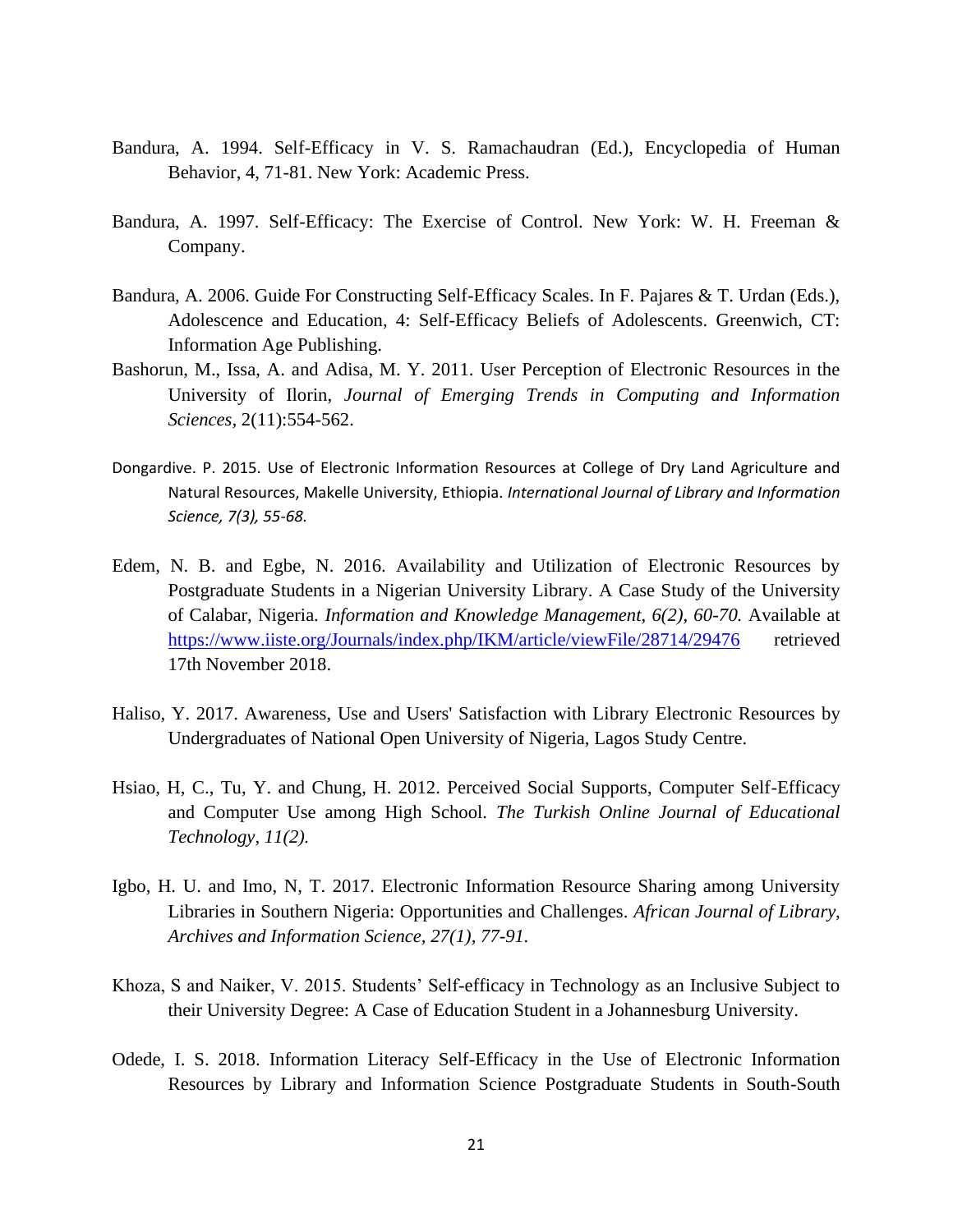Bandura, A. 1994. Self-Efficacy in V. S. Ramachaudran (Ed.), Encyclopedia of Human Behavior, 4, 71-81. New York: Academic Press.

Bandura, A. 1997. Self-Efficacy: The Exercise of Control. New York: W. H. Freeman & Company.

Bandura, A. 2006. Guide For Constructing Self-Efficacy Scales. In F. Pajares & T. Urdan (Eds.), Adolescence and Education, 4: Self-Efficacy Beliefs of Adolescents. Greenwich, CT: Information Age Publishing.

Bashorun, M., Issa, A. and Adisa, M. Y. 2011. User Perception of Electronic Resources in the University of Ilorin, *Journal of Emerging Trends in Computing and Information Sciences*, 2(11):554-562.

Dongardive. P. 2015. Use of Electronic Information Resources at College of Dry Land Agriculture and Natural Resources, Makelle University, Ethiopia. *International Journal of Library and Information Science, 7(3), 55-68.*

Edem, N. B. and Egbe, N. 2016. Availability and Utilization of Electronic Resources by Postgraduate Students in a Nigerian University Library. A Case Study of the University of Calabar, Nigeria. *Information and Knowledge Management, 6(2), 60-70.* Available at https://www.iiste.org/Journals/index.php/IKM/article/viewFile/28714/29476 retrieved 17th November 2018.

Haliso, Y. 2017. Awareness, Use and Users' Satisfaction with Library Electronic Resources by Undergraduates of National Open University of Nigeria, Lagos Study Centre.

Hsiao, H, C., Tu, Y. and Chung, H. 2012. Perceived Social Supports, Computer Self-Efficacy and Computer Use among High School. *The Turkish Online Journal of Educational Technology, 11(2).*

Igbo, H. U. and Imo, N, T. 2017. Electronic Information Resource Sharing among University Libraries in Southern Nigeria: Opportunities and Challenges. *African Journal of Library, Archives and Information Science, 27(1), 77-91.*

Khoza, S and Naiker, V. 2015. Students' Self-efficacy in Technology as an Inclusive Subject to their University Degree: A Case of Education Student in a Johannesburg University.

Odede, I. S. 2018. Information Literacy Self-Efficacy in the Use of Electronic Information Resources by Library and Information Science Postgraduate Students in South-South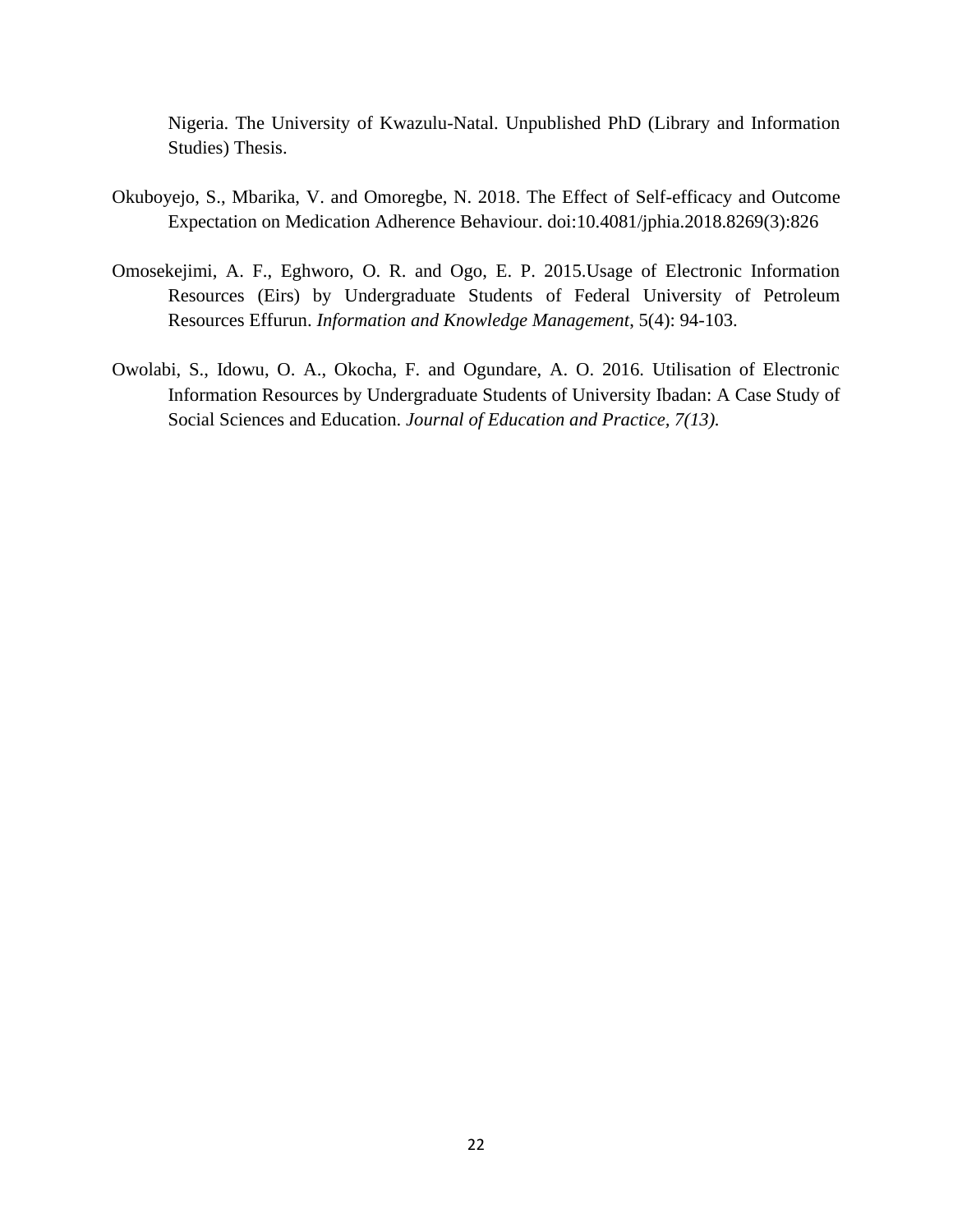Nigeria. The University of Kwazulu-Natal. Unpublished PhD (Library and Information Studies) Thesis.

Okuboyejo, S., Mbarika, V. and Omoregbe, N. 2018. The Effect of Self-efficacy and Outcome Expectation on Medication Adherence Behaviour. doi:10.4081/jphia.2018.8269(3):826

Omosekejimi, A. F., Eghworo, O. R. and Ogo, E. P. 2015.Usage of Electronic Information Resources (Eirs) by Undergraduate Students of Federal University of Petroleum Resources Effurun. *Information and Knowledge Management*, 5(4): 94-103.

Owolabi, S., Idowu, O. A., Okocha, F. and Ogundare, A. O. 2016. Utilisation of Electronic Information Resources by Undergraduate Students of University Ibadan: A Case Study of Social Sciences and Education. *Journal of Education and Practice, 7(13).*